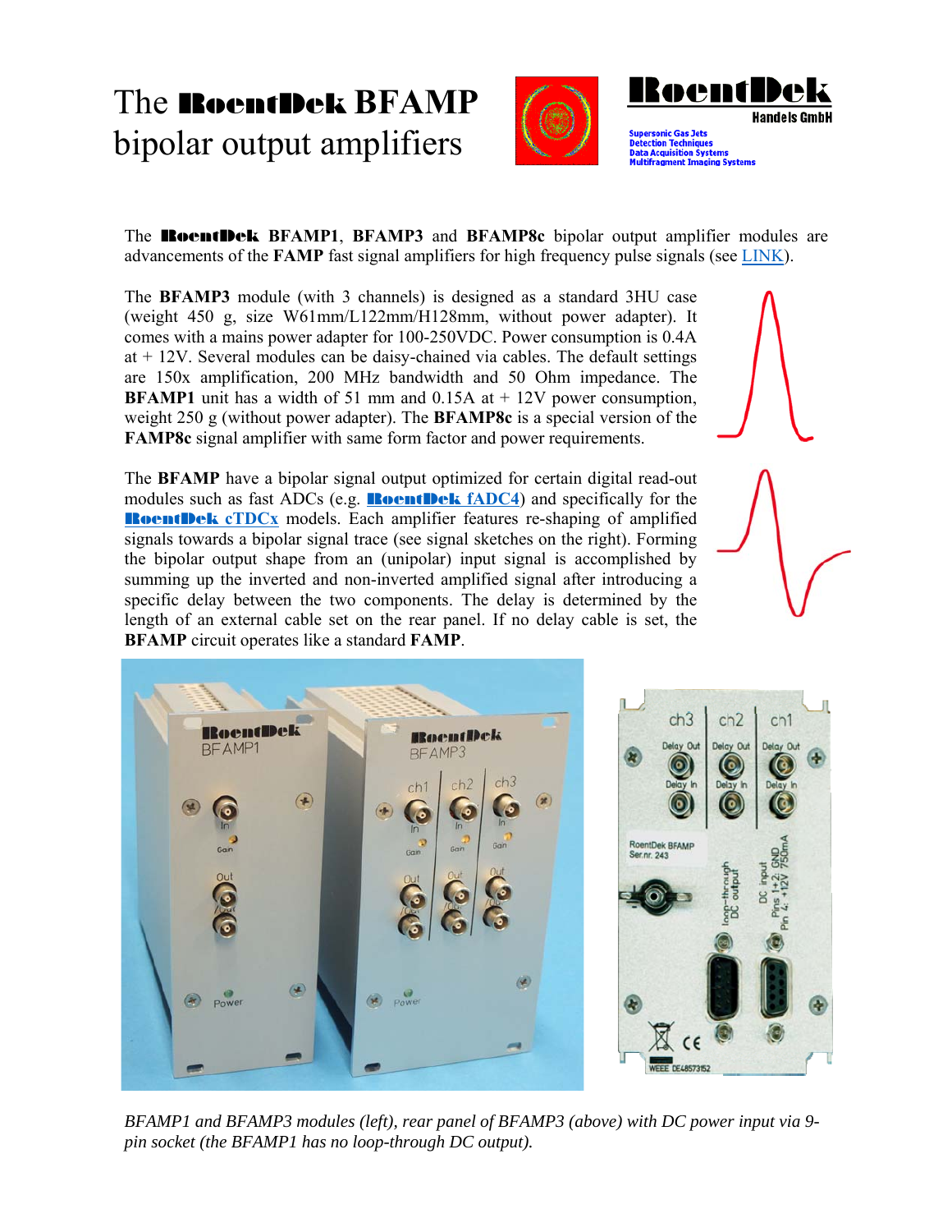# The RoentDek BFAMP bipolar output amplifiers

RoentDek Handels GmbH

Supersonic Gas Jets
Detection Techniques
Data Acquisition Systems
Multifragment Imaging Systems

The **RoentDek BFAMP1**, **BFAMP3** and **BFAMP8c** bipolar output amplifier modules are advancements of the **FAMP** fast signal amplifiers for high frequency pulse signals (see LINK).

The **BFAMP3** module (with 3 channels) is designed as a standard 3HU case (weight 450 g, size W61mm/L122mm/H128mm, without power adapter). It comes with a mains power adapter for 100-250VDC. Power consumption is 0.4A at + 12V. Several modules can be daisy-chained via cables. The default settings are 150x amplification, 200 MHz bandwidth and 50 Ohm impedance. The **BFAMP1** unit has a width of 51 mm and 0.15A at + 12V power consumption, weight 250 g (without power adapter). The **BFAMP8c** is a special version of the **FAMP8c** signal amplifier with same form factor and power requirements.

The **BFAMP** have a bipolar signal output optimized for certain digital read-out modules such as fast ADCs (e.g. **RoentDek fADC4**) and specifically for the **RoentDek cTDCx** models. Each amplifier features re-shaping of amplified signals towards a bipolar signal trace (see signal sketches on the right). Forming the bipolar output shape from an (unipolar) input signal is accomplished by summing up the inverted and non-inverted amplified signal after introducing a specific delay between the two components. The delay is determined by the length of an external cable set on the rear panel. If no delay cable is set, the **BFAMP** circuit operates like a standard **FAMP**.

*BFAMP1 and BFAMP3 modules (left), rear panel of BFAMP3 (above) with DC power input via 9-pin socket (the BFAMP1 has no loop-through DC output).*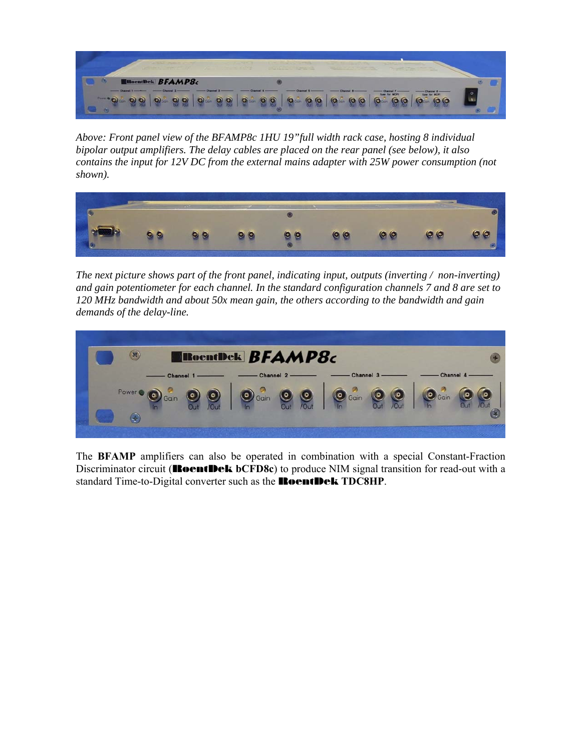*Above: Front panel view of the BFAMP8c 1HU 19"full width rack case, hosting 8 individual bipolar output amplifiers. The delay cables are placed on the rear panel (see below), it also contains the input for 12V DC from the external mains adapter with 25W power consumption (not shown).*

*The next picture shows part of the front panel, indicating input, outputs (inverting / non-inverting) and gain potentiometer for each channel. In the standard configuration channels 7 and 8 are set to 120 MHz bandwidth and about 50x mean gain, the others according to the bandwidth and gain demands of the delay-line.*

The **BFAMP** amplifiers can also be operated in combination with a special Constant-Fraction Discriminator circuit (**RoentDek bCFD8c**) to produce NIM signal transition for read-out with a standard Time-to-Digital converter such as the **RoentDek TDC8HP**.